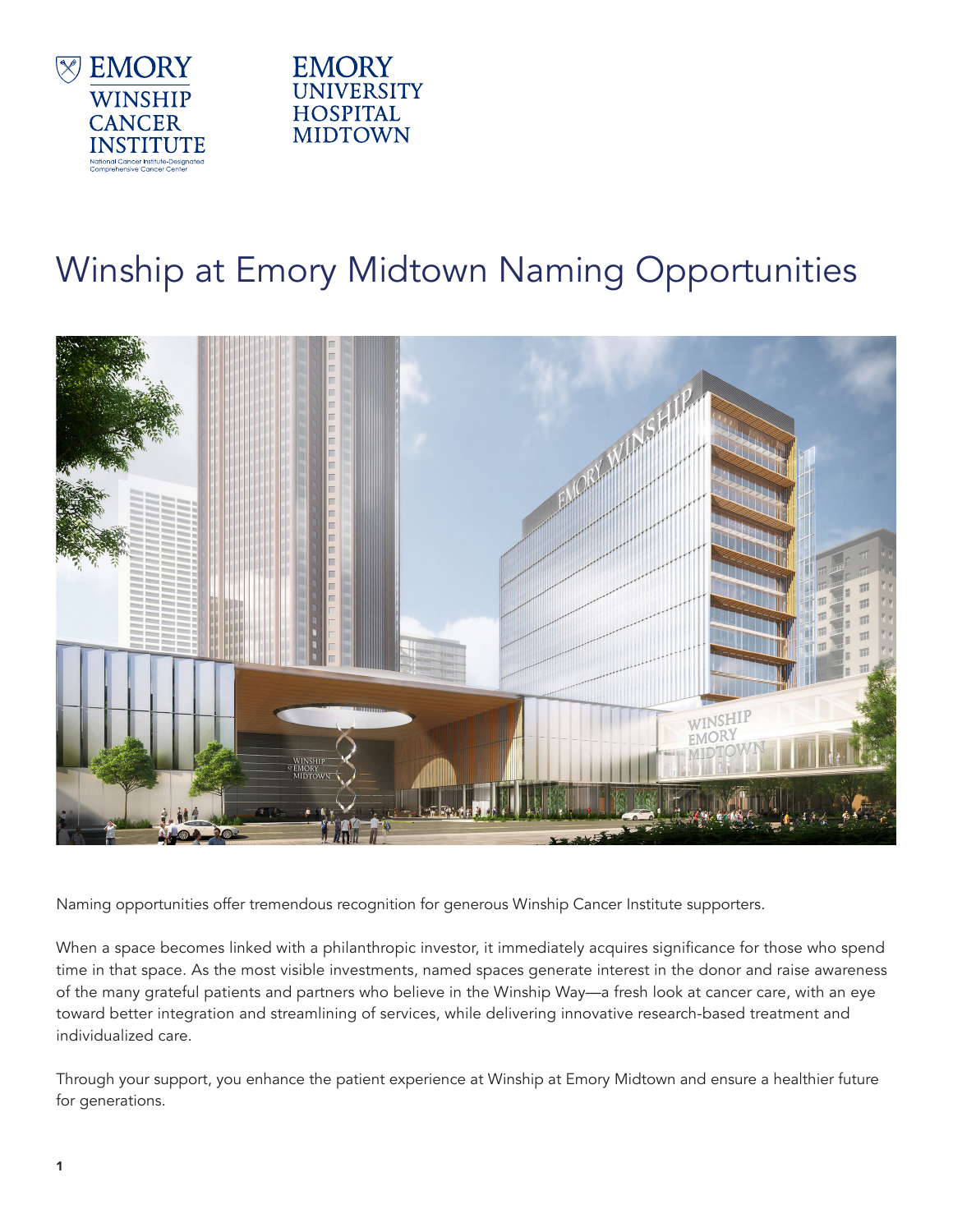EMORY WINSHIP CANCER INSTITUTE
National Cancer Institute-Designated Comprehensive Cancer Center

EMORY UNIVERSITY HOSPITAL MIDTOWN

# Winship at Emory Midtown Naming Opportunities

Naming opportunities offer tremendous recognition for generous Winship Cancer Institute supporters.

When a space becomes linked with a philanthropic investor, it immediately acquires significance for those who spend time in that space. As the most visible investments, named spaces generate interest in the donor and raise awareness of the many grateful patients and partners who believe in the Winship Way—a fresh look at cancer care, with an eye toward better integration and streamlining of services, while delivering innovative research-based treatment and individualized care.

Through your support, you enhance the patient experience at Winship at Emory Midtown and ensure a healthier future for generations.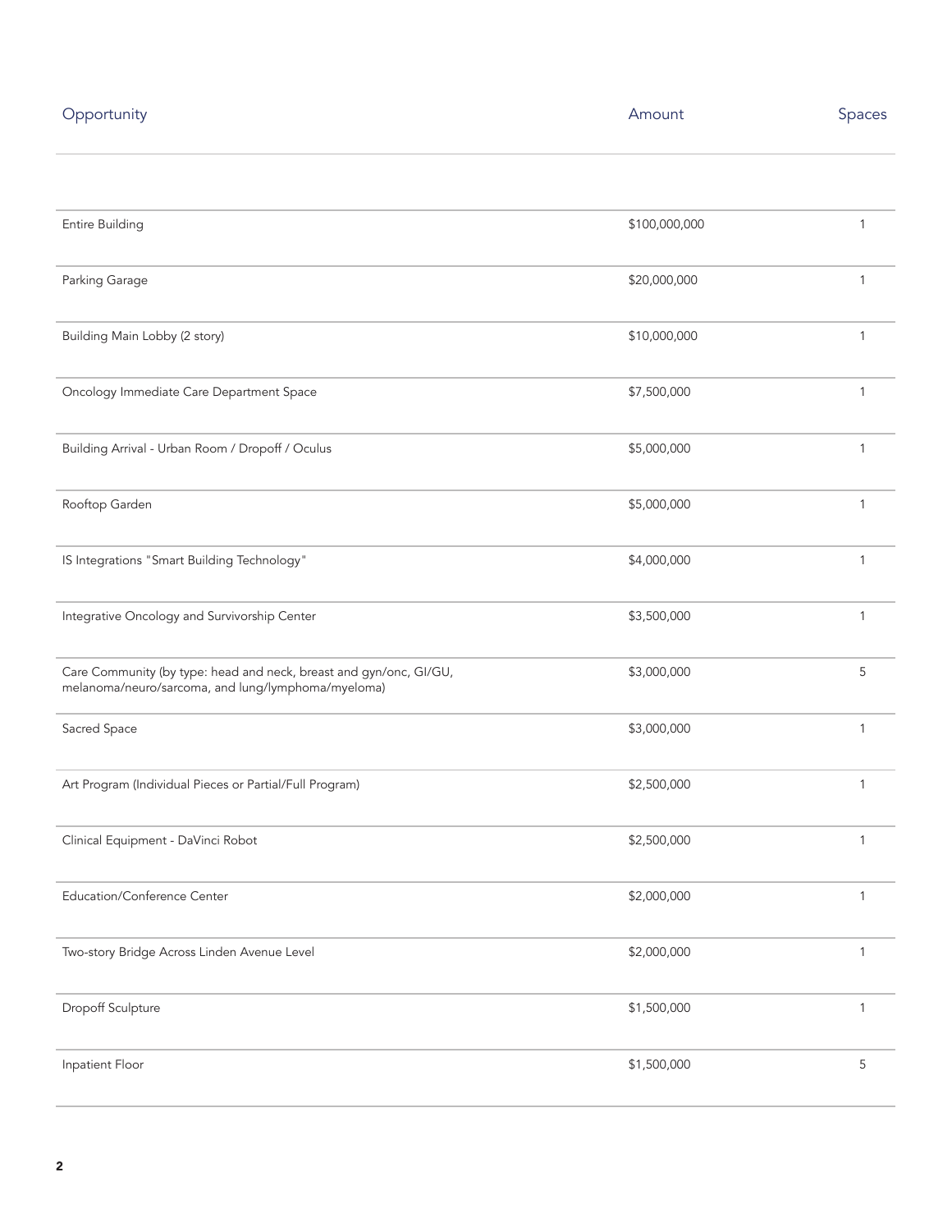| Opportunity | Amount | Spaces |
| --- | --- | --- |
| Entire Building | $100,000,000 | 1 |
| Parking Garage | $20,000,000 | 1 |
| Building Main Lobby (2 story) | $10,000,000 | 1 |
| Oncology Immediate Care Department Space | $7,500,000 | 1 |
| Building Arrival - Urban Room / Dropoff / Oculus | $5,000,000 | 1 |
| Rooftop Garden | $5,000,000 | 1 |
| IS Integrations "Smart Building Technology" | $4,000,000 | 1 |
| Integrative Oncology and Survivorship Center | $3,500,000 | 1 |
| Care Community (by type: head and neck, breast and gyn/onc, GI/GU, melanoma/neuro/sarcoma, and lung/lymphoma/myeloma) | $3,000,000 | 5 |
| Sacred Space | $3,000,000 | 1 |
| Art Program (Individual Pieces or Partial/Full Program) | $2,500,000 | 1 |
| Clinical Equipment - DaVinci Robot | $2,500,000 | 1 |
| Education/Conference Center | $2,000,000 | 1 |
| Two-story Bridge Across Linden Avenue Level | $2,000,000 | 1 |
| Dropoff Sculpture | $1,500,000 | 1 |
| Inpatient Floor | $1,500,000 | 5 |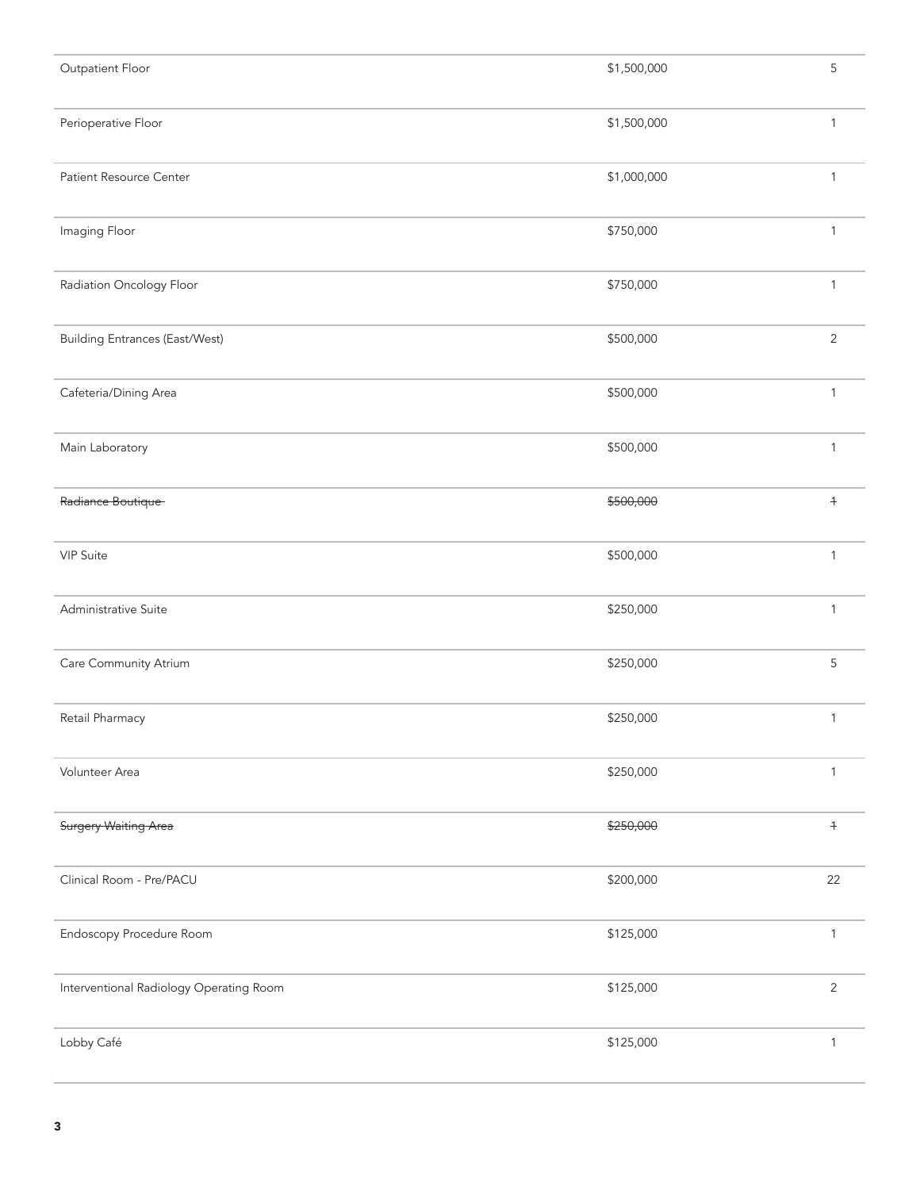| | | |
|---|---|---|
| Outpatient Floor | $1,500,000 | 5 |
| Perioperative Floor | $1,500,000 | 1 |
| Patient Resource Center | $1,000,000 | 1 |
| Imaging Floor | $750,000 | 1 |
| Radiation Oncology Floor | $750,000 | 1 |
| Building Entrances (East/West) | $500,000 | 2 |
| Cafeteria/Dining Area | $500,000 | 1 |
| Main Laboratory | $500,000 | 1 |
| ~~Radiance Boutique~~ | ~~$500,000~~ | ~~1~~ |
| VIP Suite | $500,000 | 1 |
| Administrative Suite | $250,000 | 1 |
| Care Community Atrium | $250,000 | 5 |
| Retail Pharmacy | $250,000 | 1 |
| Volunteer Area | $250,000 | 1 |
| ~~Surgery Waiting Area~~ | ~~$250,000~~ | ~~1~~ |
| Clinical Room - Pre/PACU | $200,000 | 22 |
| Endoscopy Procedure Room | $125,000 | 1 |
| Interventional Radiology Operating Room | $125,000 | 2 |
| Lobby Café | $125,000 | 1 |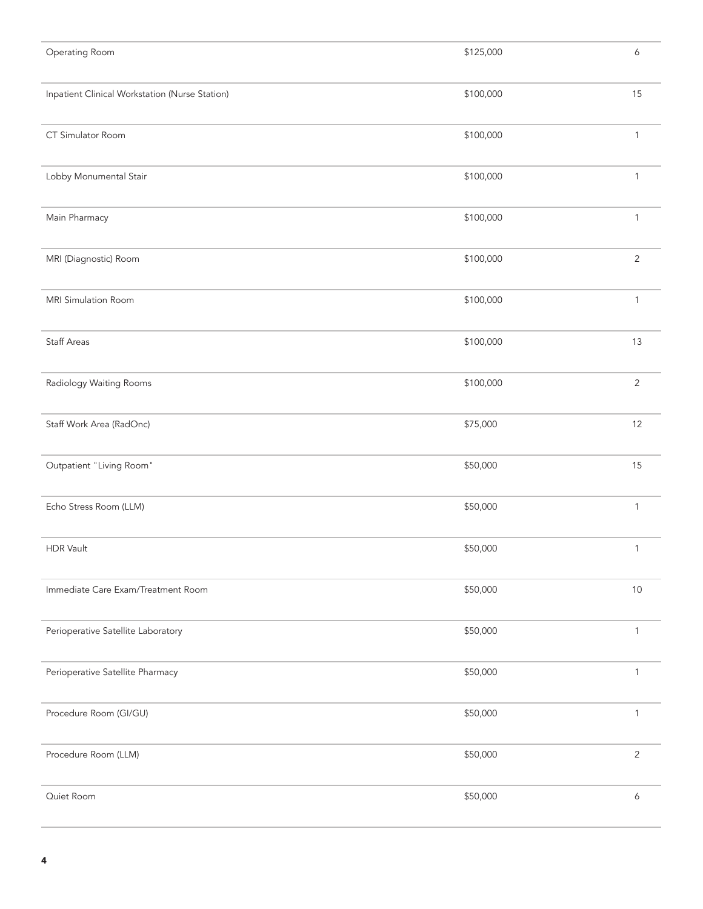| | | |
|---|---|---|
| Operating Room | $125,000 | 6 |
| Inpatient Clinical Workstation (Nurse Station) | $100,000 | 15 |
| CT Simulator Room | $100,000 | 1 |
| Lobby Monumental Stair | $100,000 | 1 |
| Main Pharmacy | $100,000 | 1 |
| MRI (Diagnostic) Room | $100,000 | 2 |
| MRI Simulation Room | $100,000 | 1 |
| Staff Areas | $100,000 | 13 |
| Radiology Waiting Rooms | $100,000 | 2 |
| Staff Work Area (RadOnc) | $75,000 | 12 |
| Outpatient "Living Room" | $50,000 | 15 |
| Echo Stress Room (LLM) | $50,000 | 1 |
| HDR Vault | $50,000 | 1 |
| Immediate Care Exam/Treatment Room | $50,000 | 10 |
| Perioperative Satellite Laboratory | $50,000 | 1 |
| Perioperative Satellite Pharmacy | $50,000 | 1 |
| Procedure Room (GI/GU) | $50,000 | 1 |
| Procedure Room (LLM) | $50,000 | 2 |
| Quiet Room | $50,000 | 6 |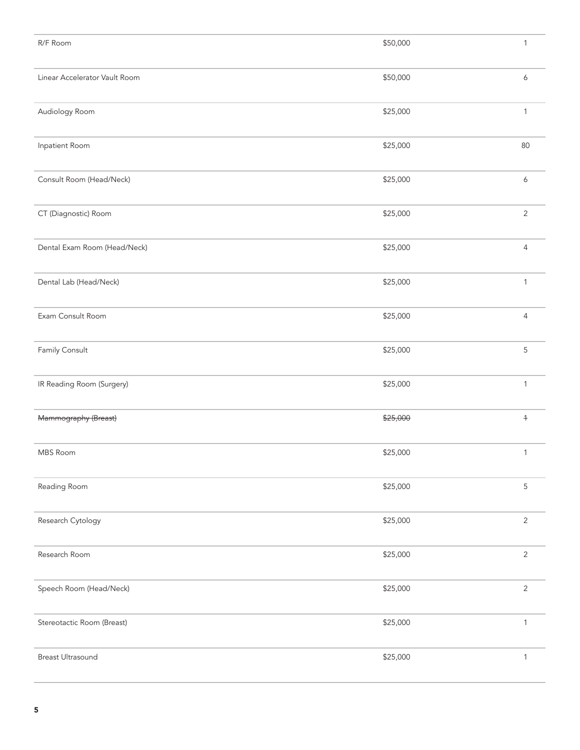| | | |
| --- | --- | --- |
| R/F Room | $50,000 | 1 |
| Linear Accelerator Vault Room | $50,000 | 6 |
| Audiology Room | $25,000 | 1 |
| Inpatient Room | $25,000 | 80 |
| Consult Room (Head/Neck) | $25,000 | 6 |
| CT (Diagnostic) Room | $25,000 | 2 |
| Dental Exam Room (Head/Neck) | $25,000 | 4 |
| Dental Lab (Head/Neck) | $25,000 | 1 |
| Exam Consult Room | $25,000 | 4 |
| Family Consult | $25,000 | 5 |
| IR Reading Room (Surgery) | $25,000 | 1 |
| ~~Mammography (Breast)~~ | ~~$25,000~~ | ~~1~~ |
| MBS Room | $25,000 | 1 |
| Reading Room | $25,000 | 5 |
| Research Cytology | $25,000 | 2 |
| Research Room | $25,000 | 2 |
| Speech Room (Head/Neck) | $25,000 | 2 |
| Stereotactic Room (Breast) | $25,000 | 1 |
| Breast Ultrasound | $25,000 | 1 |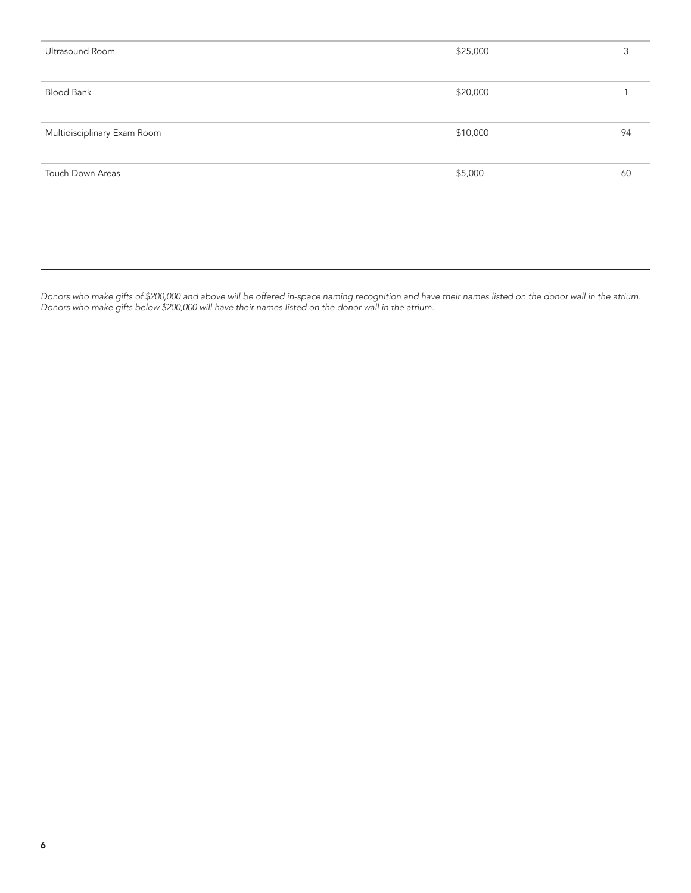| | | |
|---|---|---|
| Ultrasound Room | $25,000 | 3 |
| Blood Bank | $20,000 | 1 |
| Multidisciplinary Exam Room | $10,000 | 94 |
| Touch Down Areas | $5,000 | 60 |

*Donors who make gifts of $200,000 and above will be offered in-space naming recognition and have their names listed on the donor wall in the atrium. Donors who make gifts below $200,000 will have their names listed on the donor wall in the atrium.*